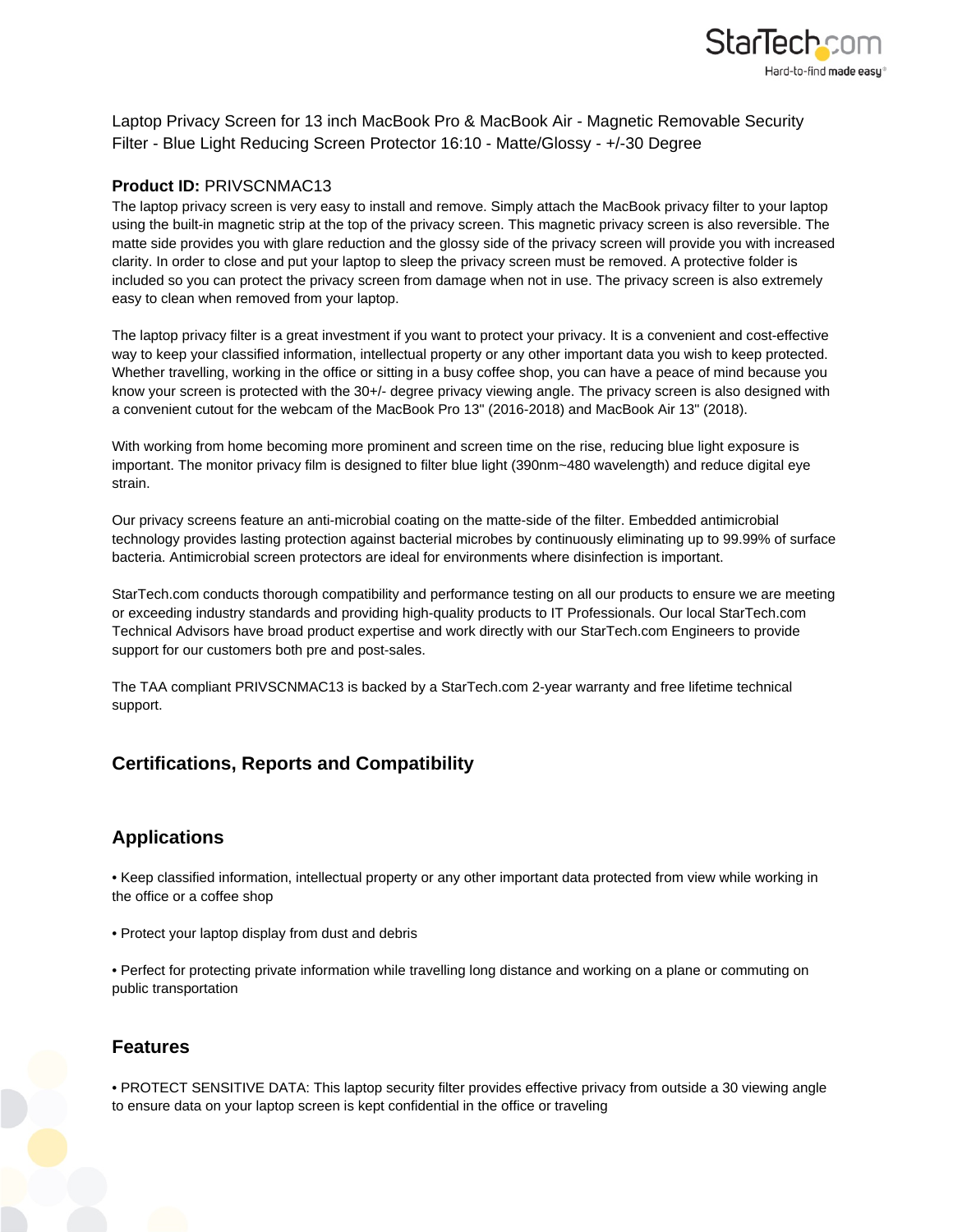Laptop Privacy Screen for 13 inch MacBook Pro & MacBook Air - Magnetic Removable Security Filter - Blue Light Reducing Screen Protector 16:10 - Matte/Glossy - +/-30 Degree

**Product ID:** PRIVSCNMAC13

The laptop privacy screen is very easy to install and remove. Simply attach the MacBook privacy filter to your laptop using the built-in magnetic strip at the top of the privacy screen. This magnetic privacy screen is also reversible. The matte side provides you with glare reduction and the glossy side of the privacy screen will provide you with increased clarity. In order to close and put your laptop to sleep the privacy screen must be removed. A protective folder is included so you can protect the privacy screen from damage when not in use. The privacy screen is also extremely easy to clean when removed from your laptop.

The laptop privacy filter is a great investment if you want to protect your privacy. It is a convenient and cost-effective way to keep your classified information, intellectual property or any other important data you wish to keep protected. Whether travelling, working in the office or sitting in a busy coffee shop, you can have a peace of mind because you know your screen is protected with the 30+/- degree privacy viewing angle. The privacy screen is also designed with a convenient cutout for the webcam of the MacBook Pro 13" (2016-2018) and MacBook Air 13" (2018).

With working from home becoming more prominent and screen time on the rise, reducing blue light exposure is important. The monitor privacy film is designed to filter blue light (390nm~480 wavelength) and reduce digital eye strain.

Our privacy screens feature an anti-microbial coating on the matte-side of the filter. Embedded antimicrobial technology provides lasting protection against bacterial microbes by continuously eliminating up to 99.99% of surface bacteria. Antimicrobial screen protectors are ideal for environments where disinfection is important.

StarTech.com conducts thorough compatibility and performance testing on all our products to ensure we are meeting or exceeding industry standards and providing high-quality products to IT Professionals. Our local StarTech.com Technical Advisors have broad product expertise and work directly with our StarTech.com Engineers to provide support for our customers both pre and post-sales.

The TAA compliant PRIVSCNMAC13 is backed by a StarTech.com 2-year warranty and free lifetime technical support.

## Certifications, Reports and Compatibility

## Applications

• Keep classified information, intellectual property or any other important data protected from view while working in the office or a coffee shop

• Protect your laptop display from dust and debris

• Perfect for protecting private information while travelling long distance and working on a plane or commuting on public transportation

## Features

• PROTECT SENSITIVE DATA: This laptop security filter provides effective privacy from outside a 30 viewing angle to ensure data on your laptop screen is kept confidential in the office or traveling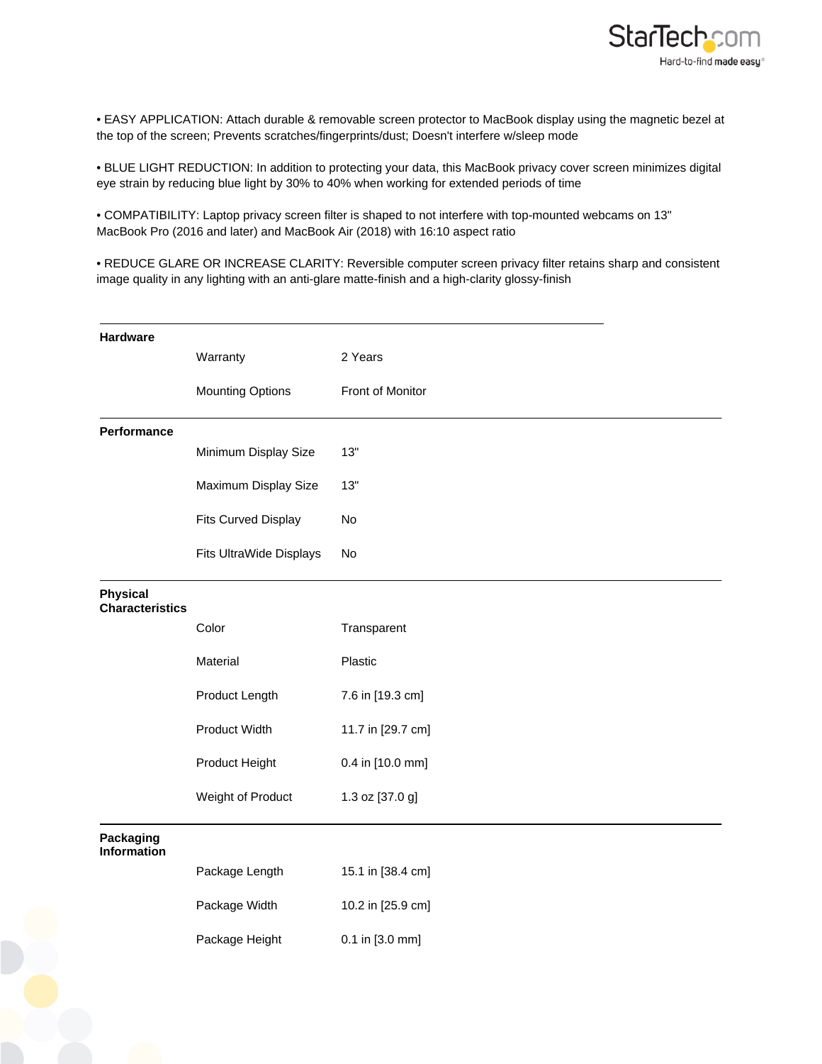• EASY APPLICATION: Attach durable & removable screen protector to MacBook display using the magnetic bezel at the top of the screen; Prevents scratches/fingerprints/dust; Doesn't interfere w/sleep mode

• BLUE LIGHT REDUCTION: In addition to protecting your data, this MacBook privacy cover screen minimizes digital eye strain by reducing blue light by 30% to 40% when working for extended periods of time

• COMPATIBILITY: Laptop privacy screen filter is shaped to not interfere with top-mounted webcams on 13" MacBook Pro (2016 and later) and MacBook Air (2018) with 16:10 aspect ratio

• REDUCE GLARE OR INCREASE CLARITY: Reversible computer screen privacy filter retains sharp and consistent image quality in any lighting with an anti-glare matte-finish and a high-clarity glossy-finish

| | | |
|---|---|---|
| **Hardware** | | |
| | Warranty | 2 Years |
| | Mounting Options | Front of Monitor |
| **Performance** | | |
| | Minimum Display Size | 13" |
| | Maximum Display Size | 13" |
| | Fits Curved Display | No |
| | Fits UltraWide Displays | No |
| **Physical Characteristics** | | |
| | Color | Transparent |
| | Material | Plastic |
| | Product Length | 7.6 in [19.3 cm] |
| | Product Width | 11.7 in [29.7 cm] |
| | Product Height | 0.4 in [10.0 mm] |
| | Weight of Product | 1.3 oz [37.0 g] |
| **Packaging Information** | | |
| | Package Length | 15.1 in [38.4 cm] |
| | Package Width | 10.2 in [25.9 cm] |
| | Package Height | 0.1 in [3.0 mm] |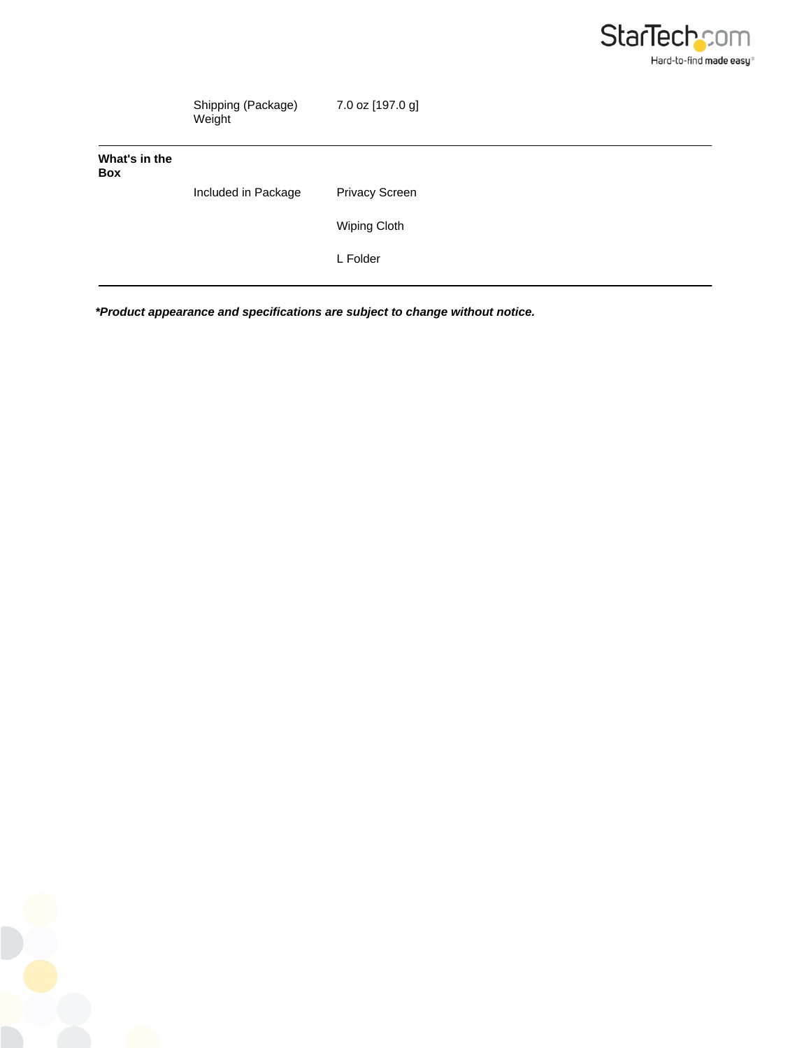| | | |
|---|---|---|
| | Shipping (Package) Weight | 7.0 oz [197.0 g] |
| **What's in the Box** | | |
| | Included in Package | Privacy Screen |
| | | Wiping Cloth |
| | | L Folder |

***Product appearance and specifications are subject to change without notice.***